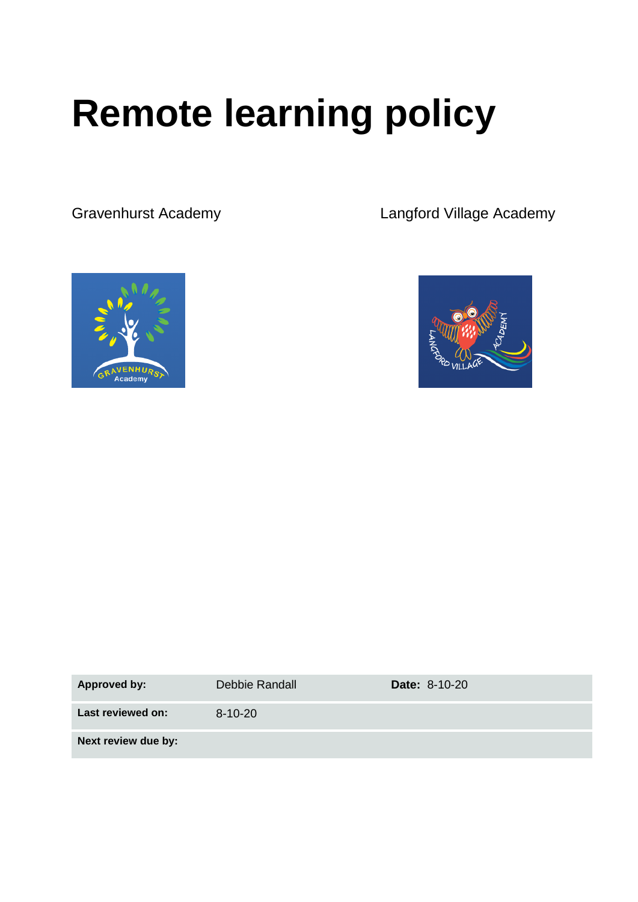# Remote learning policy

Gravenhurst Academy

Langford Village Academy

| | | |
|---|---|---|
| **Approved by:** | Debbie Randall | **Date:** 8-10-20 |
| **Last reviewed on:** | 8-10-20 | |
| **Next review due by:** | | |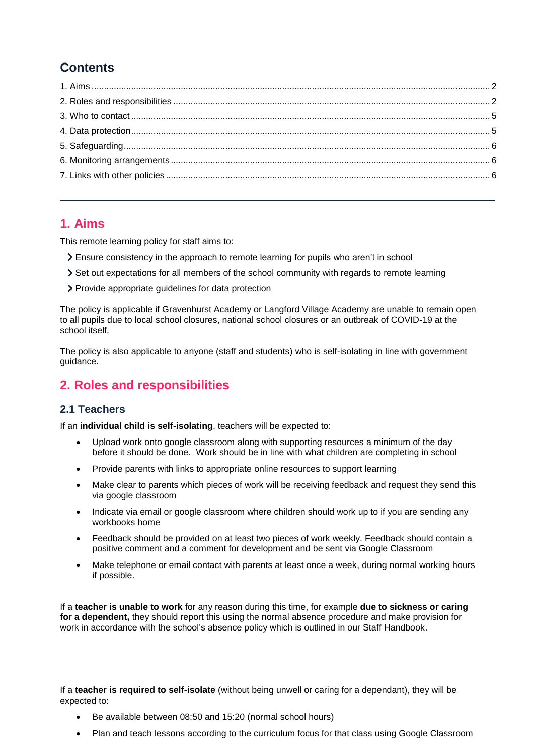## Contents

1. Aims ..... 2
2. Roles and responsibilities ..... 2
3. Who to contact ..... 5
4. Data protection ..... 5
5. Safeguarding ..... 6
6. Monitoring arrangements ..... 6
7. Links with other policies ..... 6

---

## 1. Aims

This remote learning policy for staff aims to:

- Ensure consistency in the approach to remote learning for pupils who aren't in school
- Set out expectations for all members of the school community with regards to remote learning
- Provide appropriate guidelines for data protection

The policy is applicable if Gravenhurst Academy or Langford Village Academy are unable to remain open to all pupils due to local school closures, national school closures or an outbreak of COVID-19 at the school itself.

The policy is also applicable to anyone (staff and students) who is self-isolating in line with government guidance.

## 2. Roles and responsibilities

### 2.1 Teachers

If an **individual child is self-isolating**, teachers will be expected to:

- Upload work onto google classroom along with supporting resources a minimum of the day before it should be done. Work should be in line with what children are completing in school
- Provide parents with links to appropriate online resources to support learning
- Make clear to parents which pieces of work will be receiving feedback and request they send this via google classroom
- Indicate via email or google classroom where children should work up to if you are sending any workbooks home
- Feedback should be provided on at least two pieces of work weekly. Feedback should contain a positive comment and a comment for development and be sent via Google Classroom
- Make telephone or email contact with parents at least once a week, during normal working hours if possible.

If a **teacher is unable to work** for any reason during this time, for example **due to sickness or caring for a dependent,** they should report this using the normal absence procedure and make provision for work in accordance with the school's absence policy which is outlined in our Staff Handbook.

If a **teacher is required to self-isolate** (without being unwell or caring for a dependant), they will be expected to:

- Be available between 08:50 and 15:20 (normal school hours)
- Plan and teach lessons according to the curriculum focus for that class using Google Classroom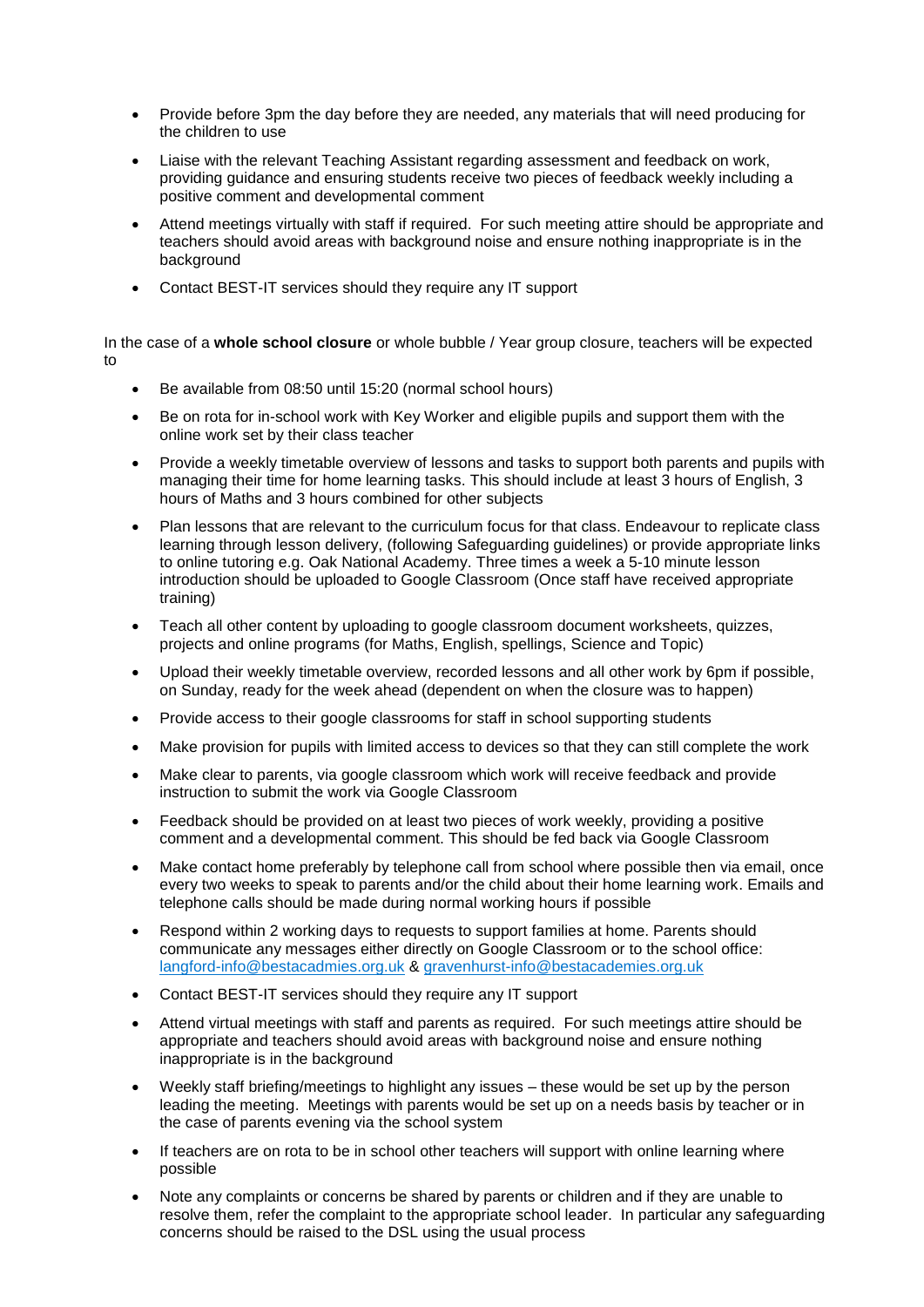- Provide before 3pm the day before they are needed, any materials that will need producing for the children to use
- Liaise with the relevant Teaching Assistant regarding assessment and feedback on work, providing guidance and ensuring students receive two pieces of feedback weekly including a positive comment and developmental comment
- Attend meetings virtually with staff if required. For such meeting attire should be appropriate and teachers should avoid areas with background noise and ensure nothing inappropriate is in the background
- Contact BEST-IT services should they require any IT support

In the case of a **whole school closure** or whole bubble / Year group closure, teachers will be expected to

- Be available from 08:50 until 15:20 (normal school hours)
- Be on rota for in-school work with Key Worker and eligible pupils and support them with the online work set by their class teacher
- Provide a weekly timetable overview of lessons and tasks to support both parents and pupils with managing their time for home learning tasks. This should include at least 3 hours of English, 3 hours of Maths and 3 hours combined for other subjects
- Plan lessons that are relevant to the curriculum focus for that class. Endeavour to replicate class learning through lesson delivery, (following Safeguarding guidelines) or provide appropriate links to online tutoring e.g. Oak National Academy. Three times a week a 5-10 minute lesson introduction should be uploaded to Google Classroom (Once staff have received appropriate training)
- Teach all other content by uploading to google classroom document worksheets, quizzes, projects and online programs (for Maths, English, spellings, Science and Topic)
- Upload their weekly timetable overview, recorded lessons and all other work by 6pm if possible, on Sunday, ready for the week ahead (dependent on when the closure was to happen)
- Provide access to their google classrooms for staff in school supporting students
- Make provision for pupils with limited access to devices so that they can still complete the work
- Make clear to parents, via google classroom which work will receive feedback and provide instruction to submit the work via Google Classroom
- Feedback should be provided on at least two pieces of work weekly, providing a positive comment and a developmental comment. This should be fed back via Google Classroom
- Make contact home preferably by telephone call from school where possible then via email, once every two weeks to speak to parents and/or the child about their home learning work. Emails and telephone calls should be made during normal working hours if possible
- Respond within 2 working days to requests to support families at home. Parents should communicate any messages either directly on Google Classroom or to the school office: langford-info@bestacadmies.org.uk & gravenhurst-info@bestacademies.org.uk
- Contact BEST-IT services should they require any IT support
- Attend virtual meetings with staff and parents as required. For such meetings attire should be appropriate and teachers should avoid areas with background noise and ensure nothing inappropriate is in the background
- Weekly staff briefing/meetings to highlight any issues – these would be set up by the person leading the meeting. Meetings with parents would be set up on a needs basis by teacher or in the case of parents evening via the school system
- If teachers are on rota to be in school other teachers will support with online learning where possible
- Note any complaints or concerns be shared by parents or children and if they are unable to resolve them, refer the complaint to the appropriate school leader. In particular any safeguarding concerns should be raised to the DSL using the usual process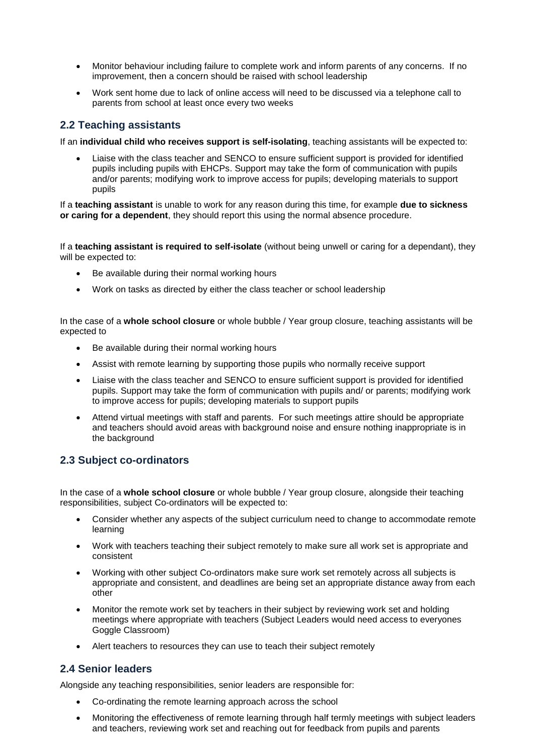- Monitor behaviour including failure to complete work and inform parents of any concerns. If no improvement, then a concern should be raised with school leadership
- Work sent home due to lack of online access will need to be discussed via a telephone call to parents from school at least once every two weeks

## 2.2 Teaching assistants

If an **individual child who receives support is self-isolating**, teaching assistants will be expected to:

- Liaise with the class teacher and SENCO to ensure sufficient support is provided for identified pupils including pupils with EHCPs. Support may take the form of communication with pupils and/or parents; modifying work to improve access for pupils; developing materials to support pupils

If a **teaching assistant** is unable to work for any reason during this time, for example **due to sickness or caring for a dependent**, they should report this using the normal absence procedure.

If a **teaching assistant is required to self-isolate** (without being unwell or caring for a dependant), they will be expected to:

- Be available during their normal working hours
- Work on tasks as directed by either the class teacher or school leadership

In the case of a **whole school closure** or whole bubble / Year group closure, teaching assistants will be expected to

- Be available during their normal working hours
- Assist with remote learning by supporting those pupils who normally receive support
- Liaise with the class teacher and SENCO to ensure sufficient support is provided for identified pupils. Support may take the form of communication with pupils and/ or parents; modifying work to improve access for pupils; developing materials to support pupils
- Attend virtual meetings with staff and parents. For such meetings attire should be appropriate and teachers should avoid areas with background noise and ensure nothing inappropriate is in the background

## 2.3 Subject co-ordinators

In the case of a **whole school closure** or whole bubble / Year group closure, alongside their teaching responsibilities, subject Co-ordinators will be expected to:

- Consider whether any aspects of the subject curriculum need to change to accommodate remote learning
- Work with teachers teaching their subject remotely to make sure all work set is appropriate and consistent
- Working with other subject Co-ordinators make sure work set remotely across all subjects is appropriate and consistent, and deadlines are being set an appropriate distance away from each other
- Monitor the remote work set by teachers in their subject by reviewing work set and holding meetings where appropriate with teachers (Subject Leaders would need access to everyones Goggle Classroom)
- Alert teachers to resources they can use to teach their subject remotely

## 2.4 Senior leaders

Alongside any teaching responsibilities, senior leaders are responsible for:

- Co-ordinating the remote learning approach across the school
- Monitoring the effectiveness of remote learning through half termly meetings with subject leaders and teachers, reviewing work set and reaching out for feedback from pupils and parents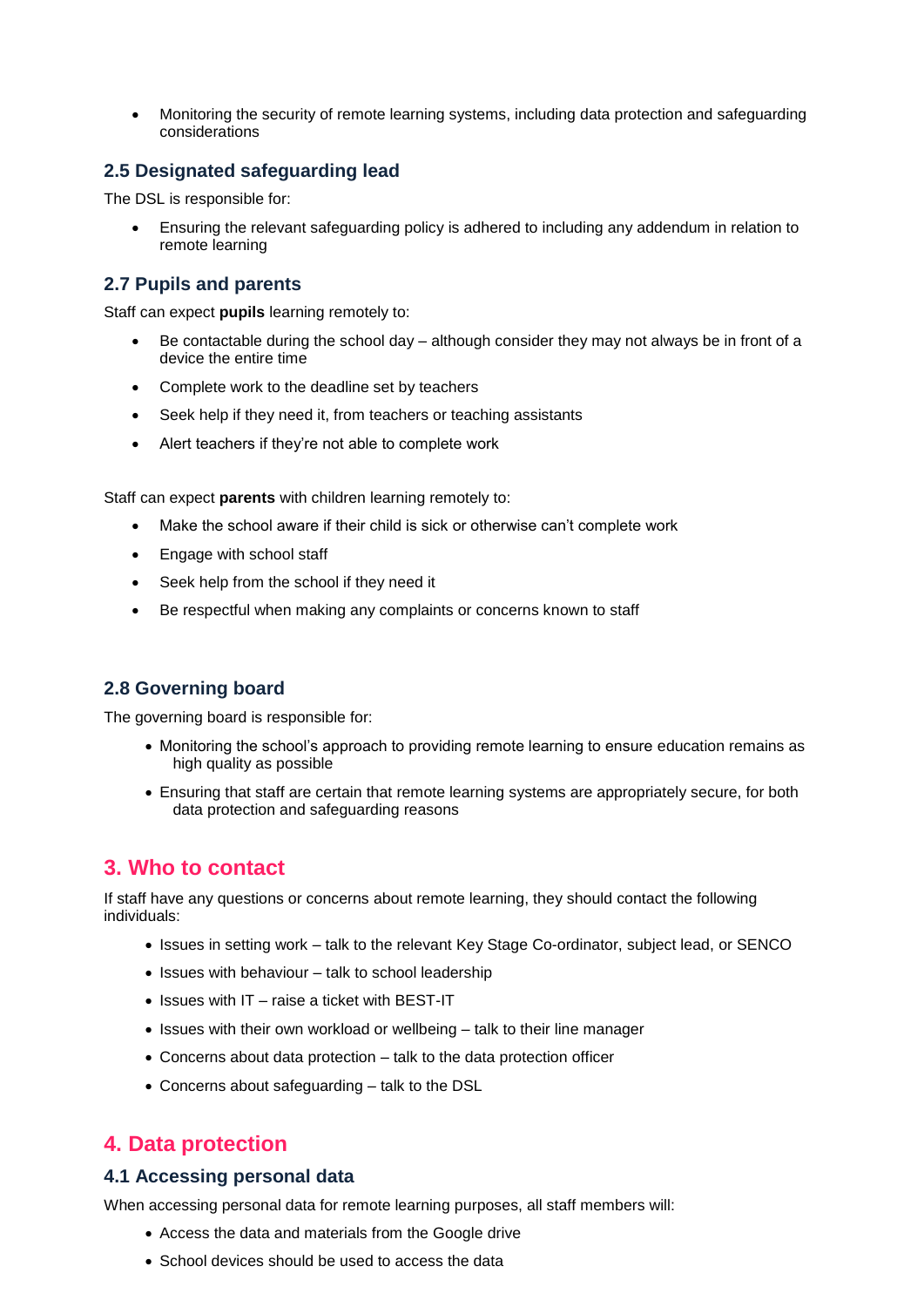- Monitoring the security of remote learning systems, including data protection and safeguarding considerations

### 2.5 Designated safeguarding lead

The DSL is responsible for:

- Ensuring the relevant safeguarding policy is adhered to including any addendum in relation to remote learning

### 2.7 Pupils and parents

Staff can expect **pupils** learning remotely to:

- Be contactable during the school day – although consider they may not always be in front of a device the entire time
- Complete work to the deadline set by teachers
- Seek help if they need it, from teachers or teaching assistants
- Alert teachers if they're not able to complete work

Staff can expect **parents** with children learning remotely to:

- Make the school aware if their child is sick or otherwise can't complete work
- Engage with school staff
- Seek help from the school if they need it
- Be respectful when making any complaints or concerns known to staff

### 2.8 Governing board

The governing board is responsible for:

- Monitoring the school's approach to providing remote learning to ensure education remains as high quality as possible
- Ensuring that staff are certain that remote learning systems are appropriately secure, for both data protection and safeguarding reasons

## 3. Who to contact

If staff have any questions or concerns about remote learning, they should contact the following individuals:

- Issues in setting work – talk to the relevant Key Stage Co-ordinator, subject lead, or SENCO
- Issues with behaviour – talk to school leadership
- Issues with IT – raise a ticket with BEST-IT
- Issues with their own workload or wellbeing – talk to their line manager
- Concerns about data protection – talk to the data protection officer
- Concerns about safeguarding – talk to the DSL

## 4. Data protection

### 4.1 Accessing personal data

When accessing personal data for remote learning purposes, all staff members will:

- Access the data and materials from the Google drive
- School devices should be used to access the data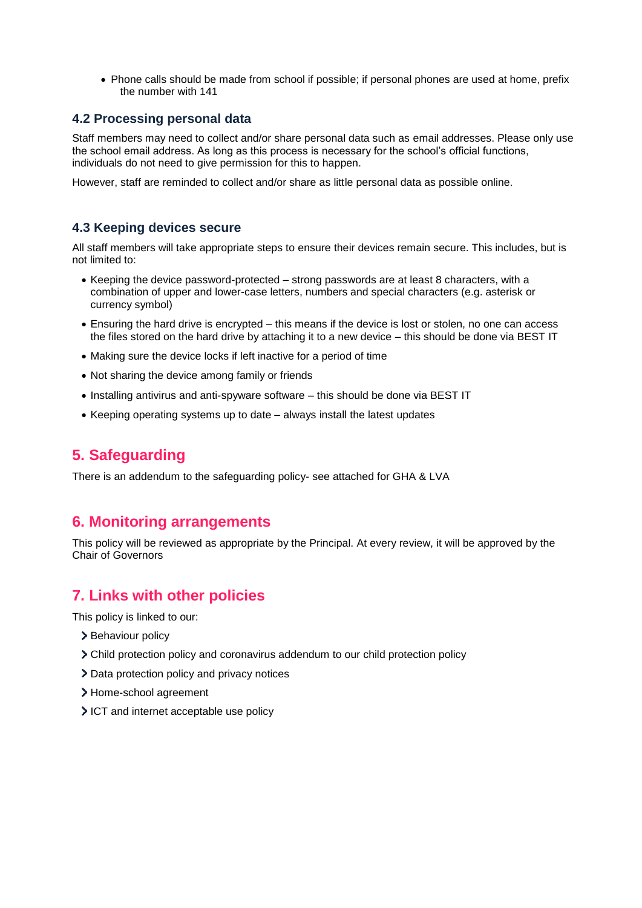- Phone calls should be made from school if possible; if personal phones are used at home, prefix the number with 141

### 4.2 Processing personal data

Staff members may need to collect and/or share personal data such as email addresses. Please only use the school email address. As long as this process is necessary for the school's official functions, individuals do not need to give permission for this to happen.

However, staff are reminded to collect and/or share as little personal data as possible online.

### 4.3 Keeping devices secure

All staff members will take appropriate steps to ensure their devices remain secure. This includes, but is not limited to:

- Keeping the device password-protected – strong passwords are at least 8 characters, with a combination of upper and lower-case letters, numbers and special characters (e.g. asterisk or currency symbol)
- Ensuring the hard drive is encrypted – this means if the device is lost or stolen, no one can access the files stored on the hard drive by attaching it to a new device – this should be done via BEST IT
- Making sure the device locks if left inactive for a period of time
- Not sharing the device among family or friends
- Installing antivirus and anti-spyware software – this should be done via BEST IT
- Keeping operating systems up to date – always install the latest updates

## 5. Safeguarding

There is an addendum to the safeguarding policy- see attached for GHA & LVA

## 6. Monitoring arrangements

This policy will be reviewed as appropriate by the Principal. At every review, it will be approved by the Chair of Governors

## 7. Links with other policies

This policy is linked to our:

- Behaviour policy
- Child protection policy and coronavirus addendum to our child protection policy
- Data protection policy and privacy notices
- Home-school agreement
- ICT and internet acceptable use policy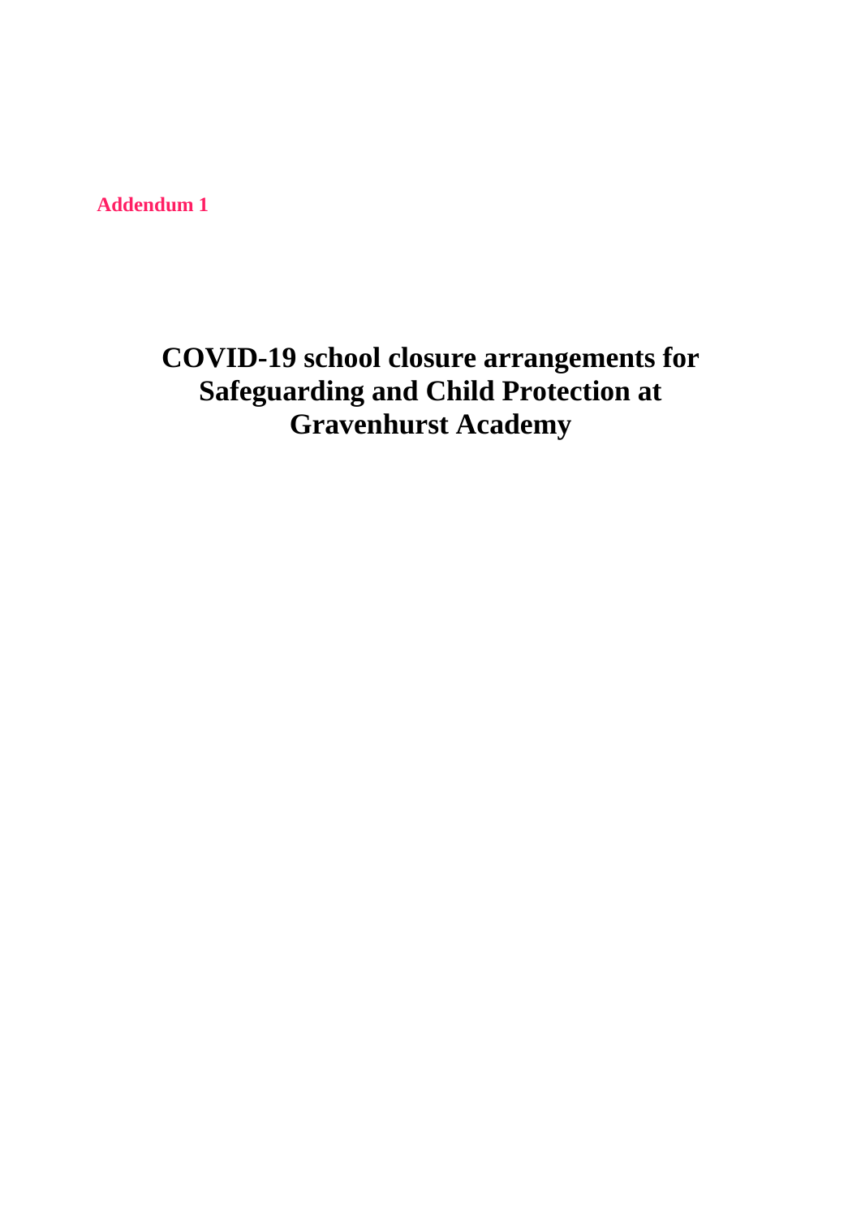**Addendum 1**

# COVID-19 school closure arrangements for Safeguarding and Child Protection at Gravenhurst Academy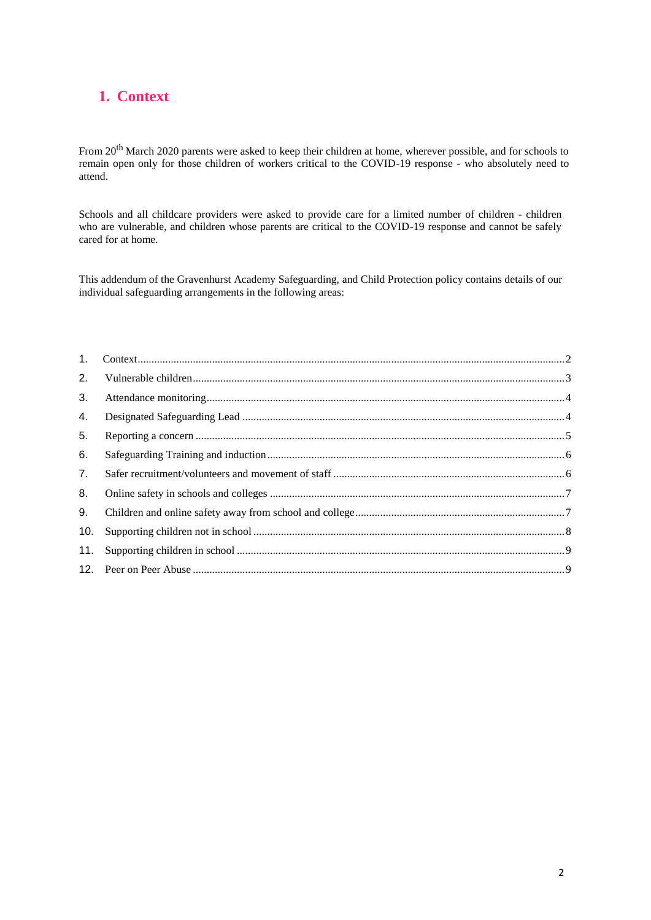## 1. Context

From 20th March 2020 parents were asked to keep their children at home, wherever possible, and for schools to remain open only for those children of workers critical to the COVID-19 response - who absolutely need to attend.

Schools and all childcare providers were asked to provide care for a limited number of children - children who are vulnerable, and children whose parents are critical to the COVID-19 response and cannot be safely cared for at home.

This addendum of the Gravenhurst Academy Safeguarding, and Child Protection policy contains details of our individual safeguarding arrangements in the following areas:

1. Context....................................................................................................................................................2
2. Vulnerable children..............................................................................................................................3
3. Attendance monitoring........................................................................................................................4
4. Designated Safeguarding Lead ...........................................................................................................4
5. Reporting a concern .............................................................................................................................5
6. Safeguarding Training and induction.................................................................................................6
7. Safer recruitment/volunteers and movement of staff .......................................................................6
8. Online safety in schools and colleges .................................................................................................7
9. Children and online safety away from school and college..............................................................7
10. Supporting children not in school ......................................................................................................8
11. Supporting children in school .............................................................................................................9
12. Peer on Peer Abuse ..............................................................................................................................9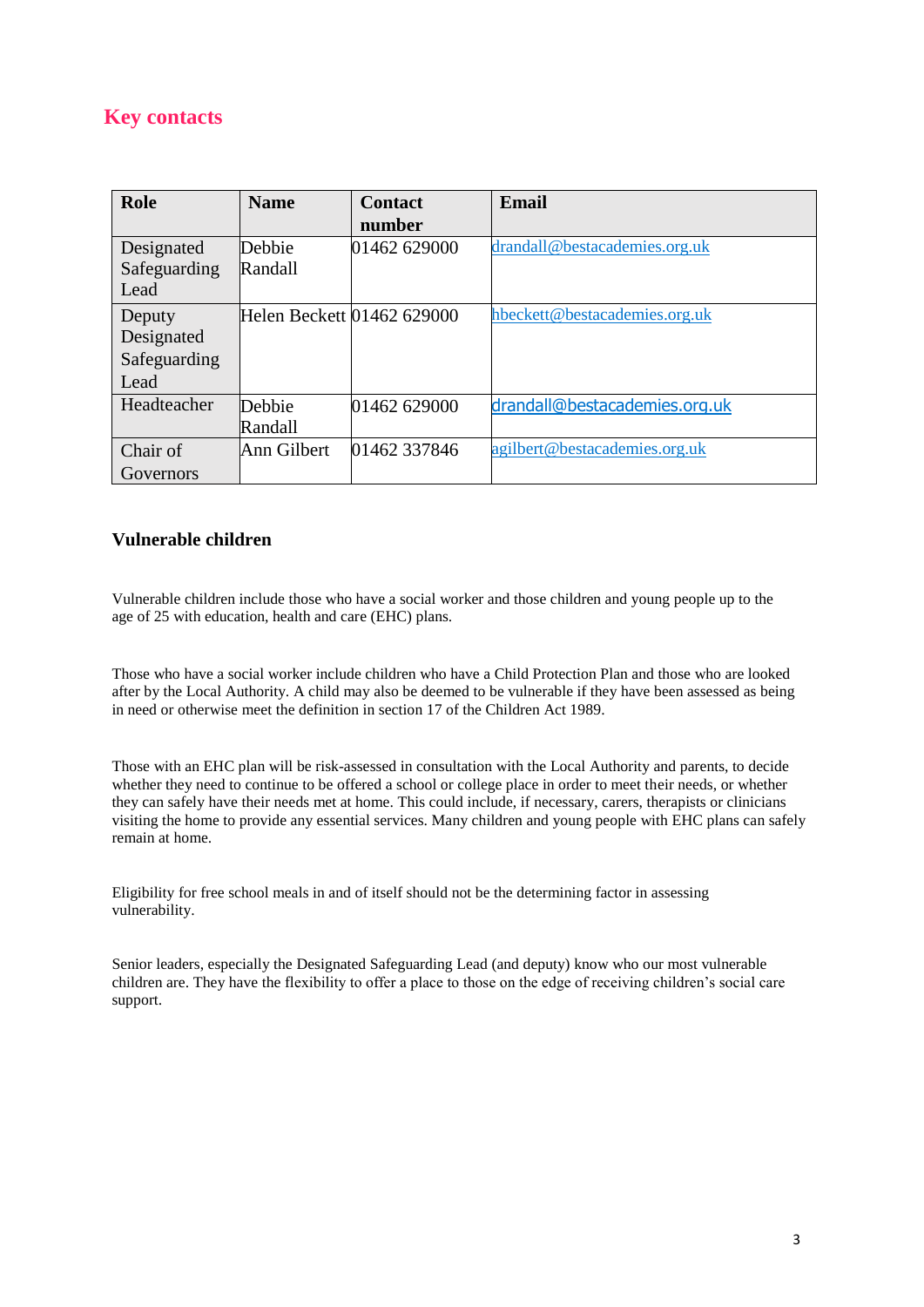## Key contacts

| Role | Name | Contact number | Email |
|---|---|---|---|
| Designated Safeguarding Lead | Debbie Randall | 01462 629000 | drandall@bestacademies.org.uk |
| Deputy Designated Safeguarding Lead | Helen Beckett | 01462 629000 | hbeckett@bestacademies.org.uk |
| Headteacher | Debbie Randall | 01462 629000 | drandall@bestacademies.org.uk |
| Chair of Governors | Ann Gilbert | 01462 337846 | agilbert@bestacademies.org.uk |

### Vulnerable children

Vulnerable children include those who have a social worker and those children and young people up to the age of 25 with education, health and care (EHC) plans.

Those who have a social worker include children who have a Child Protection Plan and those who are looked after by the Local Authority. A child may also be deemed to be vulnerable if they have been assessed as being in need or otherwise meet the definition in section 17 of the Children Act 1989.

Those with an EHC plan will be risk-assessed in consultation with the Local Authority and parents, to decide whether they need to continue to be offered a school or college place in order to meet their needs, or whether they can safely have their needs met at home. This could include, if necessary, carers, therapists or clinicians visiting the home to provide any essential services. Many children and young people with EHC plans can safely remain at home.

Eligibility for free school meals in and of itself should not be the determining factor in assessing vulnerability.

Senior leaders, especially the Designated Safeguarding Lead (and deputy) know who our most vulnerable children are. They have the flexibility to offer a place to those on the edge of receiving children's social care support.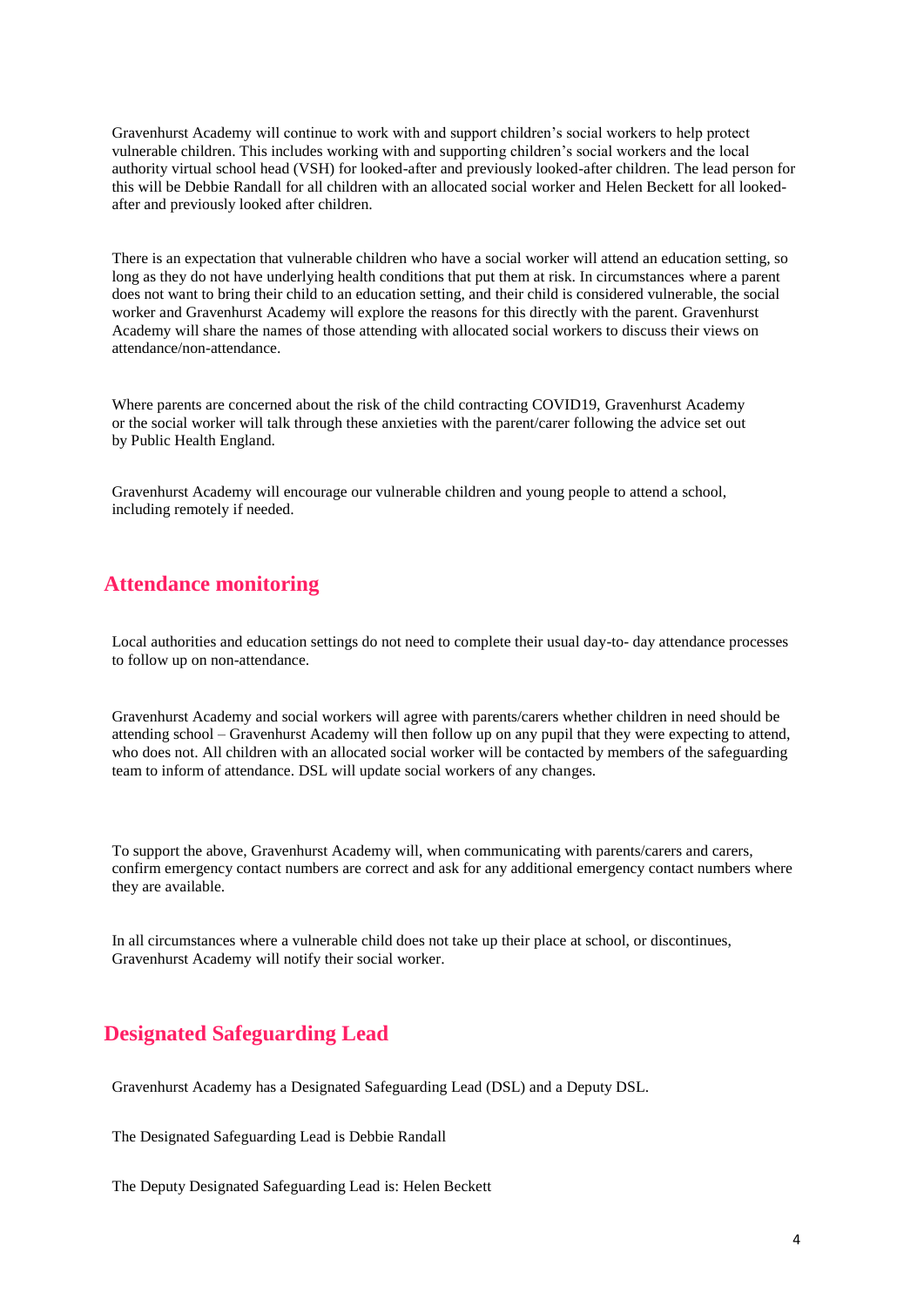Gravenhurst Academy will continue to work with and support children's social workers to help protect vulnerable children. This includes working with and supporting children's social workers and the local authority virtual school head (VSH) for looked-after and previously looked-after children. The lead person for this will be Debbie Randall for all children with an allocated social worker and Helen Beckett for all looked-after and previously looked after children.

There is an expectation that vulnerable children who have a social worker will attend an education setting, so long as they do not have underlying health conditions that put them at risk. In circumstances where a parent does not want to bring their child to an education setting, and their child is considered vulnerable, the social worker and Gravenhurst Academy will explore the reasons for this directly with the parent. Gravenhurst Academy will share the names of those attending with allocated social workers to discuss their views on attendance/non-attendance.

Where parents are concerned about the risk of the child contracting COVID19, Gravenhurst Academy or the social worker will talk through these anxieties with the parent/carer following the advice set out by Public Health England.

Gravenhurst Academy will encourage our vulnerable children and young people to attend a school, including remotely if needed.

## Attendance monitoring

Local authorities and education settings do not need to complete their usual day-to- day attendance processes to follow up on non-attendance.

Gravenhurst Academy and social workers will agree with parents/carers whether children in need should be attending school – Gravenhurst Academy will then follow up on any pupil that they were expecting to attend, who does not. All children with an allocated social worker will be contacted by members of the safeguarding team to inform of attendance. DSL will update social workers of any changes.

To support the above, Gravenhurst Academy will, when communicating with parents/carers and carers, confirm emergency contact numbers are correct and ask for any additional emergency contact numbers where they are available.

In all circumstances where a vulnerable child does not take up their place at school, or discontinues, Gravenhurst Academy will notify their social worker.

## Designated Safeguarding Lead

Gravenhurst Academy has a Designated Safeguarding Lead (DSL) and a Deputy DSL.

The Designated Safeguarding Lead is Debbie Randall

The Deputy Designated Safeguarding Lead is: Helen Beckett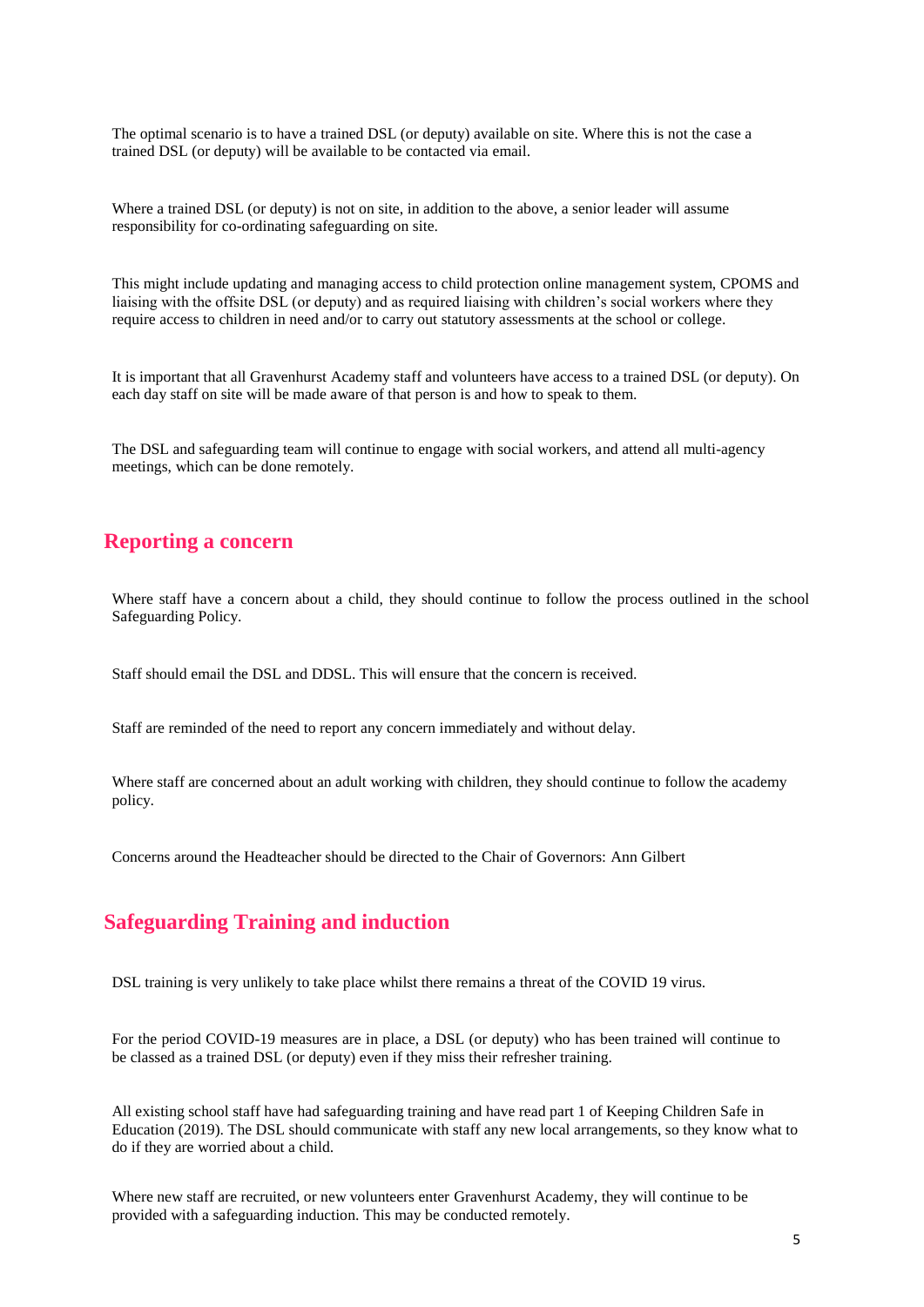The optimal scenario is to have a trained DSL (or deputy) available on site. Where this is not the case a trained DSL (or deputy) will be available to be contacted via email.

Where a trained DSL (or deputy) is not on site, in addition to the above, a senior leader will assume responsibility for co-ordinating safeguarding on site.

This might include updating and managing access to child protection online management system, CPOMS and liaising with the offsite DSL (or deputy) and as required liaising with children's social workers where they require access to children in need and/or to carry out statutory assessments at the school or college.

It is important that all Gravenhurst Academy staff and volunteers have access to a trained DSL (or deputy). On each day staff on site will be made aware of that person is and how to speak to them.

The DSL and safeguarding team will continue to engage with social workers, and attend all multi-agency meetings, which can be done remotely.

## Reporting a concern

Where staff have a concern about a child, they should continue to follow the process outlined in the school Safeguarding Policy.

Staff should email the DSL and DDSL. This will ensure that the concern is received.

Staff are reminded of the need to report any concern immediately and without delay.

Where staff are concerned about an adult working with children, they should continue to follow the academy policy.

Concerns around the Headteacher should be directed to the Chair of Governors: Ann Gilbert

## Safeguarding Training and induction

DSL training is very unlikely to take place whilst there remains a threat of the COVID 19 virus.

For the period COVID-19 measures are in place, a DSL (or deputy) who has been trained will continue to be classed as a trained DSL (or deputy) even if they miss their refresher training.

All existing school staff have had safeguarding training and have read part 1 of Keeping Children Safe in Education (2019). The DSL should communicate with staff any new local arrangements, so they know what to do if they are worried about a child.

Where new staff are recruited, or new volunteers enter Gravenhurst Academy, they will continue to be provided with a safeguarding induction. This may be conducted remotely.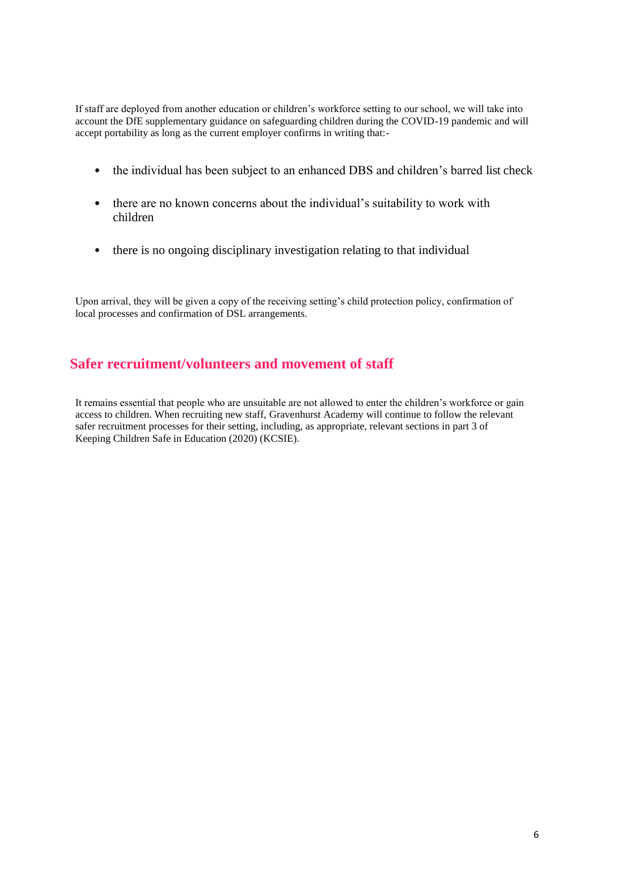If staff are deployed from another education or children's workforce setting to our school, we will take into account the DfE supplementary guidance on safeguarding children during the COVID-19 pandemic and will accept portability as long as the current employer confirms in writing that:-

- the individual has been subject to an enhanced DBS and children's barred list check
- there are no known concerns about the individual's suitability to work with children
- there is no ongoing disciplinary investigation relating to that individual

Upon arrival, they will be given a copy of the receiving setting's child protection policy, confirmation of local processes and confirmation of DSL arrangements.

## Safer recruitment/volunteers and movement of staff

It remains essential that people who are unsuitable are not allowed to enter the children's workforce or gain access to children. When recruiting new staff, Gravenhurst Academy will continue to follow the relevant safer recruitment processes for their setting, including, as appropriate, relevant sections in part 3 of Keeping Children Safe in Education (2020) (KCSIE).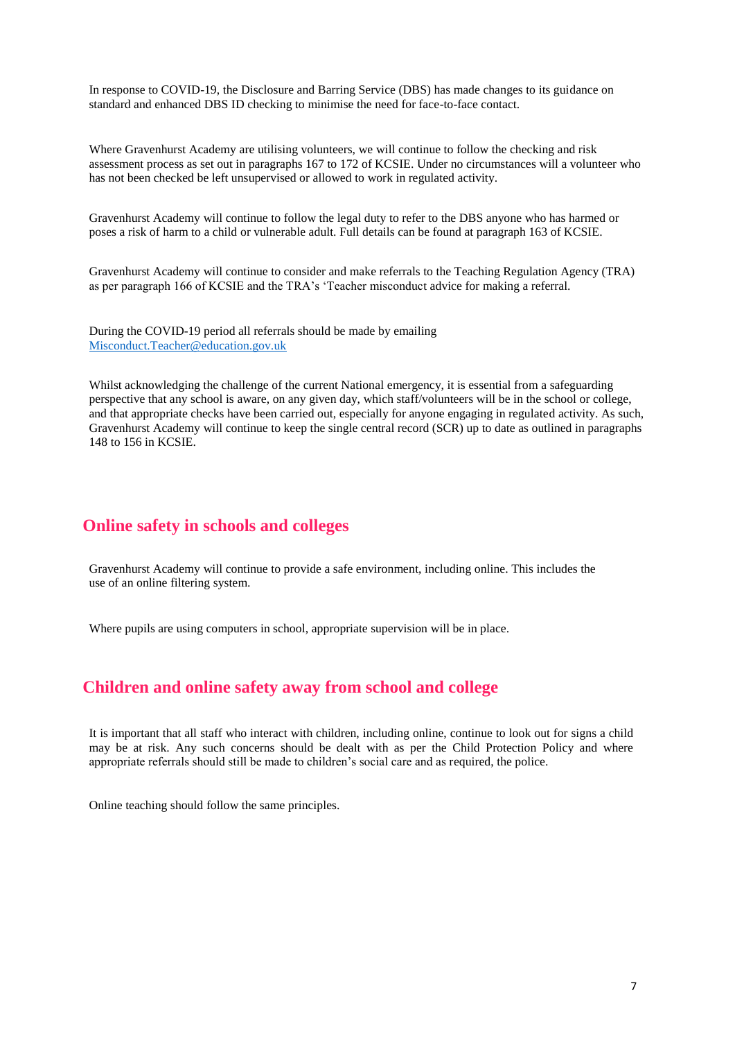In response to COVID-19, the Disclosure and Barring Service (DBS) has made changes to its guidance on standard and enhanced DBS ID checking to minimise the need for face-to-face contact.

Where Gravenhurst Academy are utilising volunteers, we will continue to follow the checking and risk assessment process as set out in paragraphs 167 to 172 of KCSIE. Under no circumstances will a volunteer who has not been checked be left unsupervised or allowed to work in regulated activity.

Gravenhurst Academy will continue to follow the legal duty to refer to the DBS anyone who has harmed or poses a risk of harm to a child or vulnerable adult. Full details can be found at paragraph 163 of KCSIE.

Gravenhurst Academy will continue to consider and make referrals to the Teaching Regulation Agency (TRA) as per paragraph 166 of KCSIE and the TRA's 'Teacher misconduct advice for making a referral.

During the COVID-19 period all referrals should be made by emailing [Misconduct.Teacher@education.gov.uk](mailto:Misconduct.Teacher@education.gov.uk)

Whilst acknowledging the challenge of the current National emergency, it is essential from a safeguarding perspective that any school is aware, on any given day, which staff/volunteers will be in the school or college, and that appropriate checks have been carried out, especially for anyone engaging in regulated activity. As such, Gravenhurst Academy will continue to keep the single central record (SCR) up to date as outlined in paragraphs 148 to 156 in KCSIE.

## Online safety in schools and colleges

Gravenhurst Academy will continue to provide a safe environment, including online. This includes the use of an online filtering system.

Where pupils are using computers in school, appropriate supervision will be in place.

## Children and online safety away from school and college

It is important that all staff who interact with children, including online, continue to look out for signs a child may be at risk. Any such concerns should be dealt with as per the Child Protection Policy and where appropriate referrals should still be made to children's social care and as required, the police.

Online teaching should follow the same principles.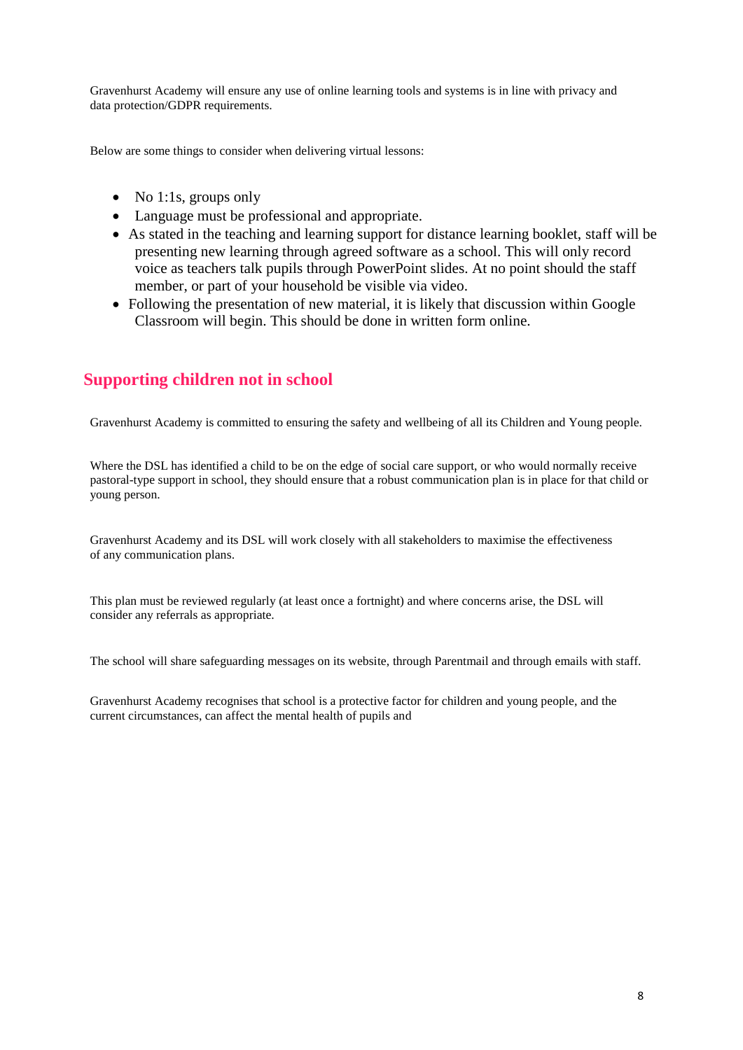Gravenhurst Academy will ensure any use of online learning tools and systems is in line with privacy and data protection/GDPR requirements.

Below are some things to consider when delivering virtual lessons:

- No 1:1s, groups only
- Language must be professional and appropriate.
- As stated in the teaching and learning support for distance learning booklet, staff will be presenting new learning through agreed software as a school. This will only record voice as teachers talk pupils through PowerPoint slides. At no point should the staff member, or part of your household be visible via video.
- Following the presentation of new material, it is likely that discussion within Google Classroom will begin. This should be done in written form online.

## Supporting children not in school

Gravenhurst Academy is committed to ensuring the safety and wellbeing of all its Children and Young people.

Where the DSL has identified a child to be on the edge of social care support, or who would normally receive pastoral-type support in school, they should ensure that a robust communication plan is in place for that child or young person.

Gravenhurst Academy and its DSL will work closely with all stakeholders to maximise the effectiveness of any communication plans.

This plan must be reviewed regularly (at least once a fortnight) and where concerns arise, the DSL will consider any referrals as appropriate.

The school will share safeguarding messages on its website, through Parentmail and through emails with staff.

Gravenhurst Academy recognises that school is a protective factor for children and young people, and the current circumstances, can affect the mental health of pupils and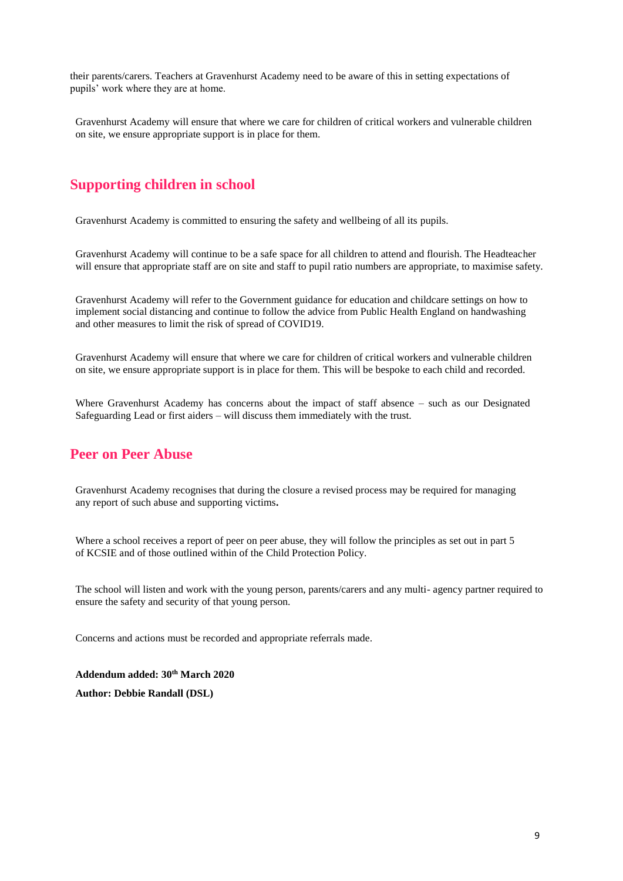their parents/carers. Teachers at Gravenhurst Academy need to be aware of this in setting expectations of pupils' work where they are at home.

Gravenhurst Academy will ensure that where we care for children of critical workers and vulnerable children on site, we ensure appropriate support is in place for them.

## Supporting children in school

Gravenhurst Academy is committed to ensuring the safety and wellbeing of all its pupils.

Gravenhurst Academy will continue to be a safe space for all children to attend and flourish. The Headteacher will ensure that appropriate staff are on site and staff to pupil ratio numbers are appropriate, to maximise safety.

Gravenhurst Academy will refer to the Government guidance for education and childcare settings on how to implement social distancing and continue to follow the advice from Public Health England on handwashing and other measures to limit the risk of spread of COVID19.

Gravenhurst Academy will ensure that where we care for children of critical workers and vulnerable children on site, we ensure appropriate support is in place for them. This will be bespoke to each child and recorded.

Where Gravenhurst Academy has concerns about the impact of staff absence – such as our Designated Safeguarding Lead or first aiders – will discuss them immediately with the trust.

## Peer on Peer Abuse

Gravenhurst Academy recognises that during the closure a revised process may be required for managing any report of such abuse and supporting victims**.**

Where a school receives a report of peer on peer abuse, they will follow the principles as set out in part 5 of KCSIE and of those outlined within of the Child Protection Policy.

The school will listen and work with the young person, parents/carers and any multi- agency partner required to ensure the safety and security of that young person.

Concerns and actions must be recorded and appropriate referrals made.

**Addendum added: 30th March 2020**

**Author: Debbie Randall (DSL)**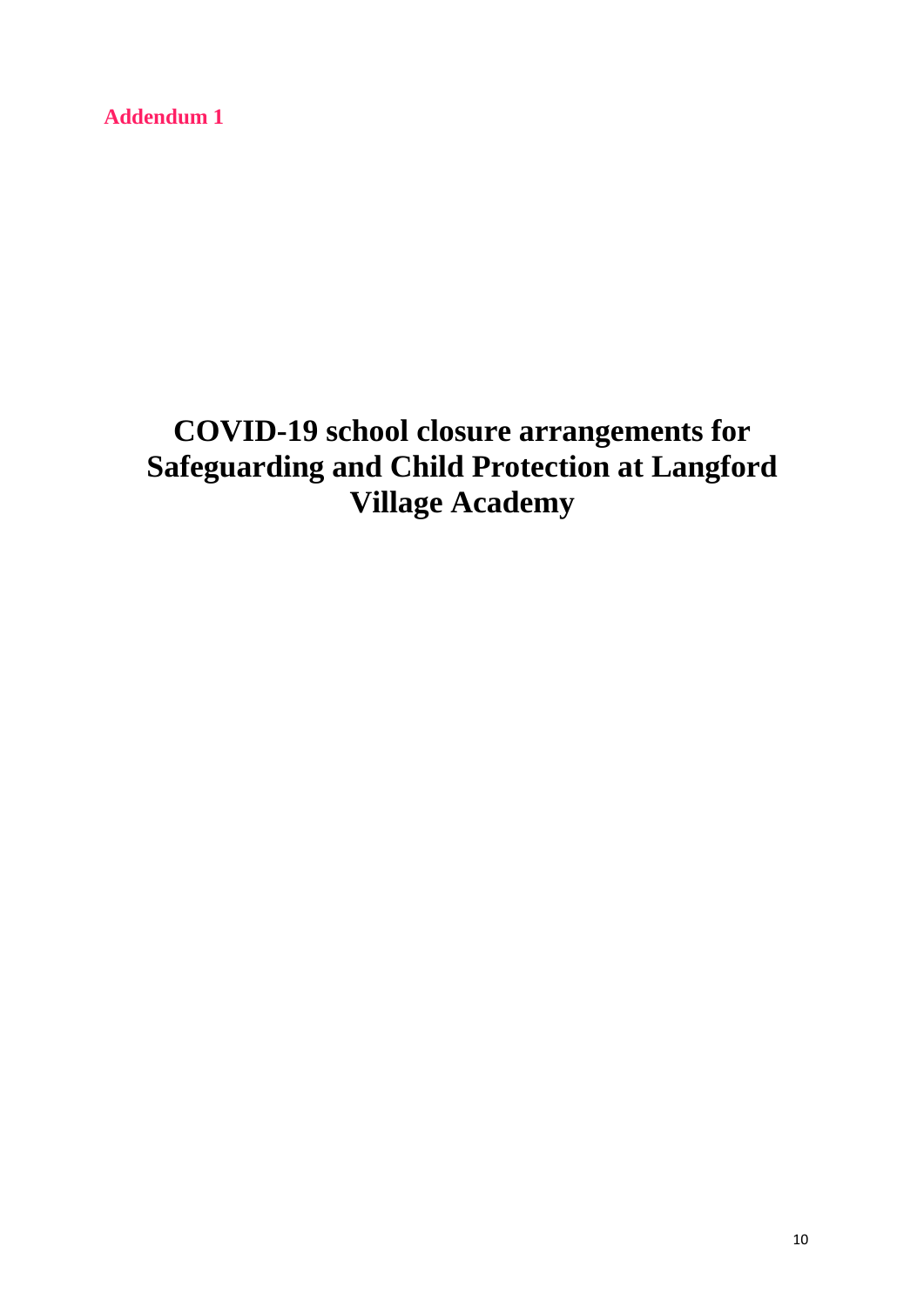**Addendum 1**

# COVID-19 school closure arrangements for Safeguarding and Child Protection at Langford Village Academy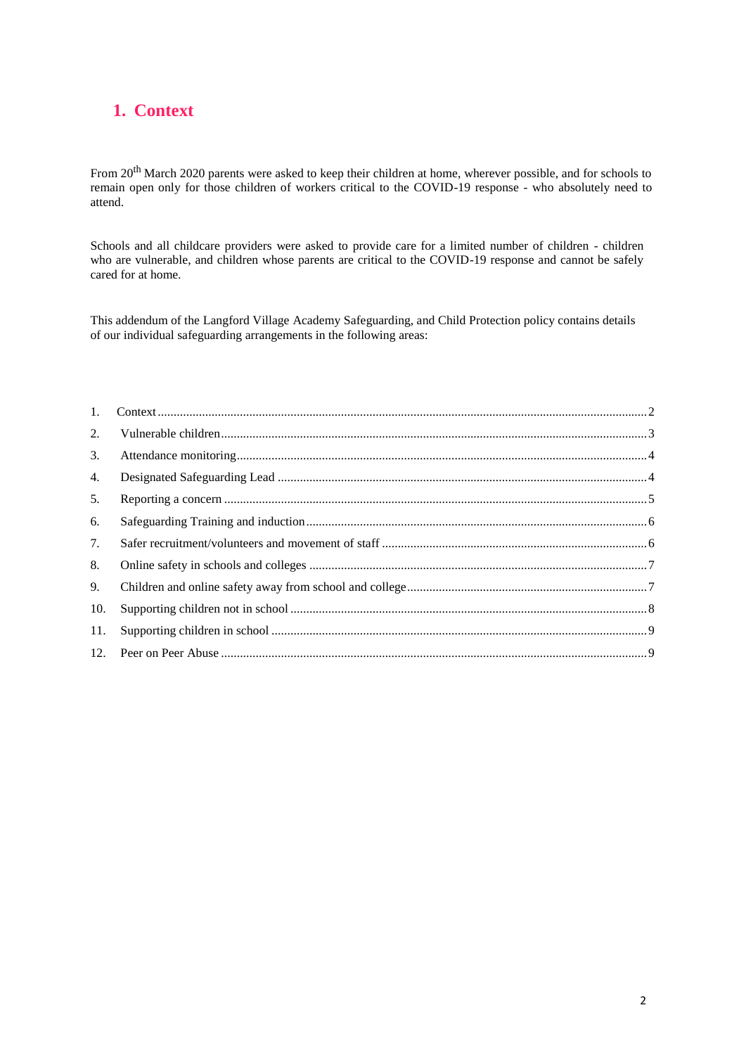# 1. Context

From 20th March 2020 parents were asked to keep their children at home, wherever possible, and for schools to remain open only for those children of workers critical to the COVID-19 response - who absolutely need to attend.

Schools and all childcare providers were asked to provide care for a limited number of children - children who are vulnerable, and children whose parents are critical to the COVID-19 response and cannot be safely cared for at home.

This addendum of the Langford Village Academy Safeguarding, and Child Protection policy contains details of our individual safeguarding arrangements in the following areas:

1. Context ..................................................................................................................... 2
2. Vulnerable children .................................................................................................. 3
3. Attendance monitoring ............................................................................................. 4
4. Designated Safeguarding Lead ................................................................................ 4
5. Reporting a concern ................................................................................................. 5
6. Safeguarding Training and induction ....................................................................... 6
7. Safer recruitment/volunteers and movement of staff ............................................... 6
8. Online safety in schools and colleges ...................................................................... 7
9. Children and online safety away from school and college ....................................... 7
10. Supporting children not in school ........................................................................... 8
11. Supporting children in school ................................................................................. 9
12. Peer on Peer Abuse ................................................................................................ 9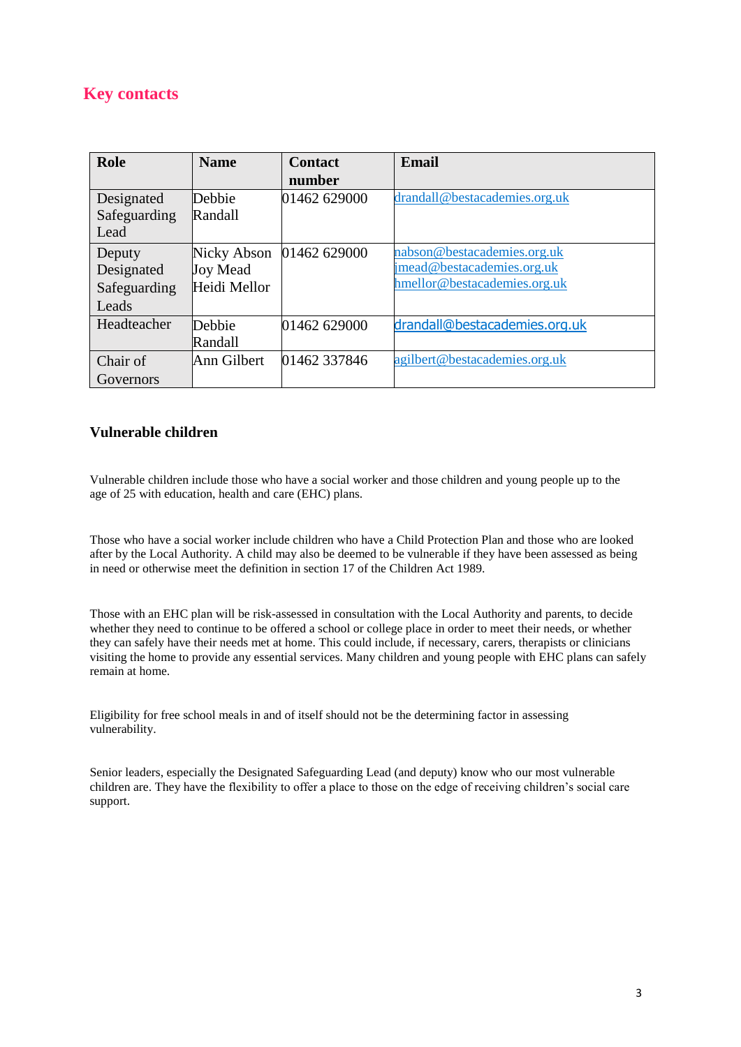## Key contacts

| Role | Name | Contact number | Email |
|---|---|---|---|
| Designated Safeguarding Lead | Debbie Randall | 01462 629000 | drandall@bestacademies.org.uk |
| Deputy Designated Safeguarding Leads | Nicky Abson<br>Joy Mead<br>Heidi Mellor | 01462 629000 | nabson@bestacademies.org.uk<br>jmead@bestacademies.org.uk<br>hmellor@bestacademies.org.uk |
| Headteacher | Debbie Randall | 01462 629000 | drandall@bestacademies.org.uk |
| Chair of Governors | Ann Gilbert | 01462 337846 | agilbert@bestacademies.org.uk |

### Vulnerable children

Vulnerable children include those who have a social worker and those children and young people up to the age of 25 with education, health and care (EHC) plans.

Those who have a social worker include children who have a Child Protection Plan and those who are looked after by the Local Authority. A child may also be deemed to be vulnerable if they have been assessed as being in need or otherwise meet the definition in section 17 of the Children Act 1989.

Those with an EHC plan will be risk-assessed in consultation with the Local Authority and parents, to decide whether they need to continue to be offered a school or college place in order to meet their needs, or whether they can safely have their needs met at home. This could include, if necessary, carers, therapists or clinicians visiting the home to provide any essential services. Many children and young people with EHC plans can safely remain at home.

Eligibility for free school meals in and of itself should not be the determining factor in assessing vulnerability.

Senior leaders, especially the Designated Safeguarding Lead (and deputy) know who our most vulnerable children are. They have the flexibility to offer a place to those on the edge of receiving children's social care support.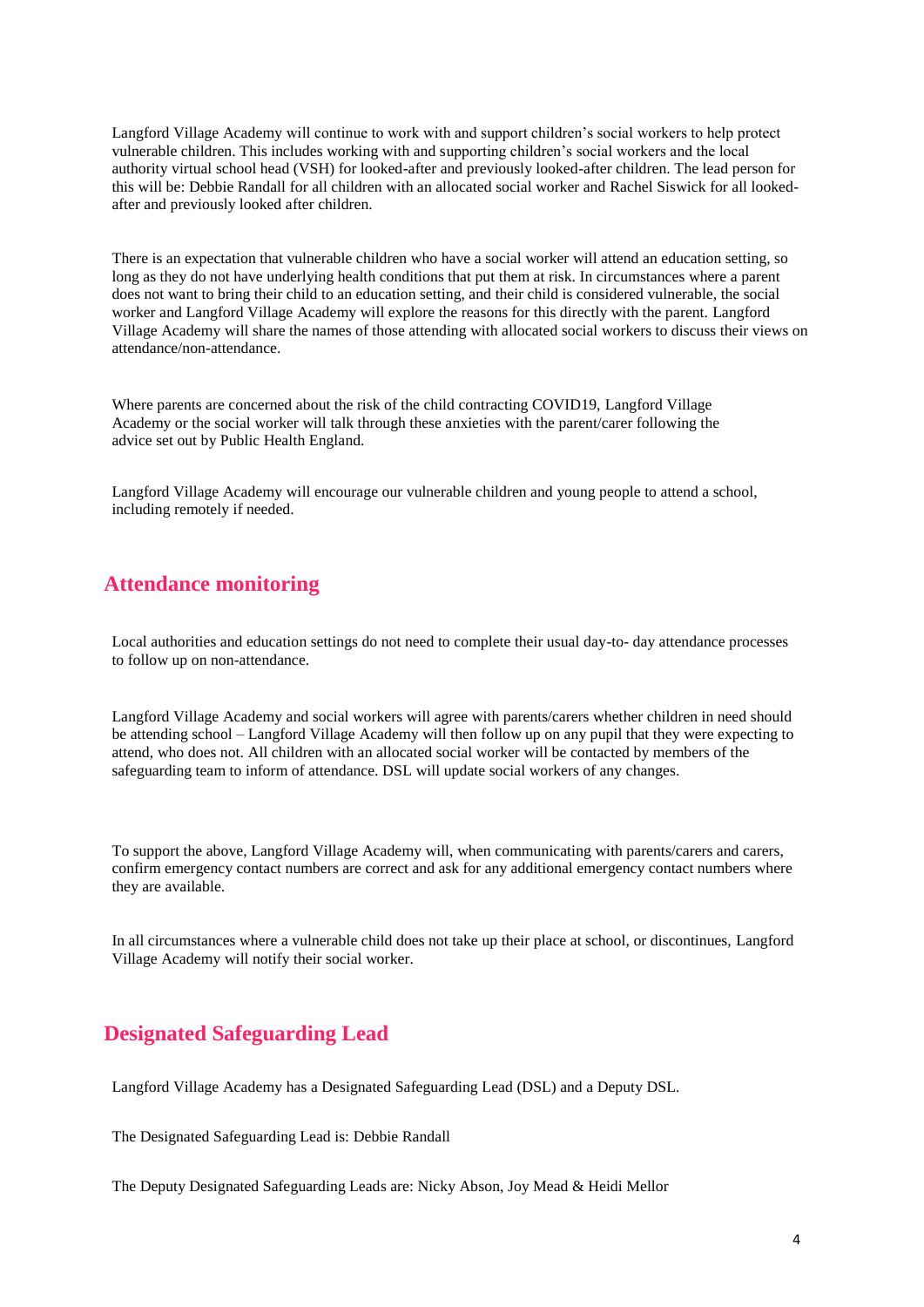Langford Village Academy will continue to work with and support children's social workers to help protect vulnerable children. This includes working with and supporting children's social workers and the local authority virtual school head (VSH) for looked-after and previously looked-after children. The lead person for this will be: Debbie Randall for all children with an allocated social worker and Rachel Siswick for all looked-after and previously looked after children.

There is an expectation that vulnerable children who have a social worker will attend an education setting, so long as they do not have underlying health conditions that put them at risk. In circumstances where a parent does not want to bring their child to an education setting, and their child is considered vulnerable, the social worker and Langford Village Academy will explore the reasons for this directly with the parent. Langford Village Academy will share the names of those attending with allocated social workers to discuss their views on attendance/non-attendance.

Where parents are concerned about the risk of the child contracting COVID19, Langford Village Academy or the social worker will talk through these anxieties with the parent/carer following the advice set out by Public Health England.

Langford Village Academy will encourage our vulnerable children and young people to attend a school, including remotely if needed.

## Attendance monitoring

Local authorities and education settings do not need to complete their usual day-to- day attendance processes to follow up on non-attendance.

Langford Village Academy and social workers will agree with parents/carers whether children in need should be attending school – Langford Village Academy will then follow up on any pupil that they were expecting to attend, who does not. All children with an allocated social worker will be contacted by members of the safeguarding team to inform of attendance. DSL will update social workers of any changes.

To support the above, Langford Village Academy will, when communicating with parents/carers and carers, confirm emergency contact numbers are correct and ask for any additional emergency contact numbers where they are available.

In all circumstances where a vulnerable child does not take up their place at school, or discontinues, Langford Village Academy will notify their social worker.

## Designated Safeguarding Lead

Langford Village Academy has a Designated Safeguarding Lead (DSL) and a Deputy DSL.

The Designated Safeguarding Lead is: Debbie Randall

The Deputy Designated Safeguarding Leads are: Nicky Abson, Joy Mead & Heidi Mellor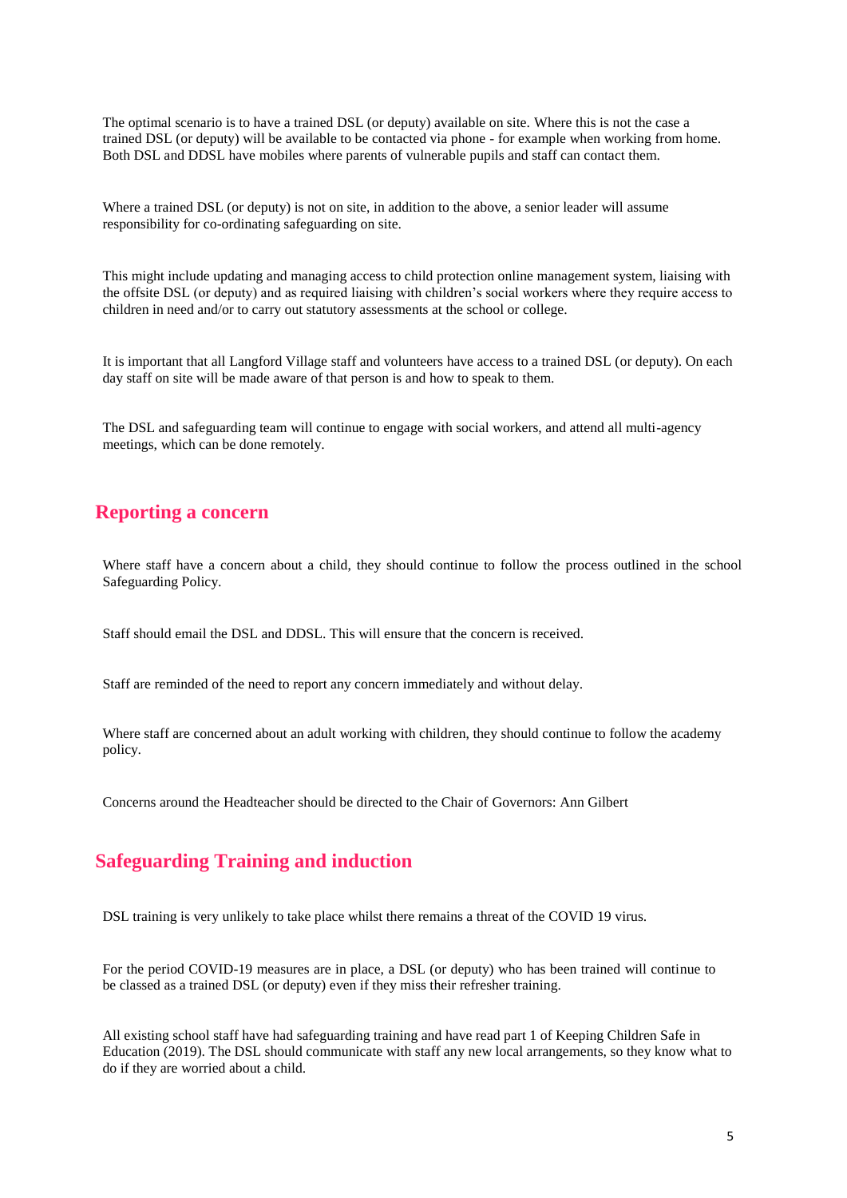The optimal scenario is to have a trained DSL (or deputy) available on site. Where this is not the case a trained DSL (or deputy) will be available to be contacted via phone - for example when working from home. Both DSL and DDSL have mobiles where parents of vulnerable pupils and staff can contact them.

Where a trained DSL (or deputy) is not on site, in addition to the above, a senior leader will assume responsibility for co-ordinating safeguarding on site.

This might include updating and managing access to child protection online management system, liaising with the offsite DSL (or deputy) and as required liaising with children's social workers where they require access to children in need and/or to carry out statutory assessments at the school or college.

It is important that all Langford Village staff and volunteers have access to a trained DSL (or deputy). On each day staff on site will be made aware of that person is and how to speak to them.

The DSL and safeguarding team will continue to engage with social workers, and attend all multi-agency meetings, which can be done remotely.

## Reporting a concern

Where staff have a concern about a child, they should continue to follow the process outlined in the school Safeguarding Policy.

Staff should email the DSL and DDSL. This will ensure that the concern is received.

Staff are reminded of the need to report any concern immediately and without delay.

Where staff are concerned about an adult working with children, they should continue to follow the academy policy.

Concerns around the Headteacher should be directed to the Chair of Governors: Ann Gilbert

## Safeguarding Training and induction

DSL training is very unlikely to take place whilst there remains a threat of the COVID 19 virus.

For the period COVID-19 measures are in place, a DSL (or deputy) who has been trained will continue to be classed as a trained DSL (or deputy) even if they miss their refresher training.

All existing school staff have had safeguarding training and have read part 1 of Keeping Children Safe in Education (2019). The DSL should communicate with staff any new local arrangements, so they know what to do if they are worried about a child.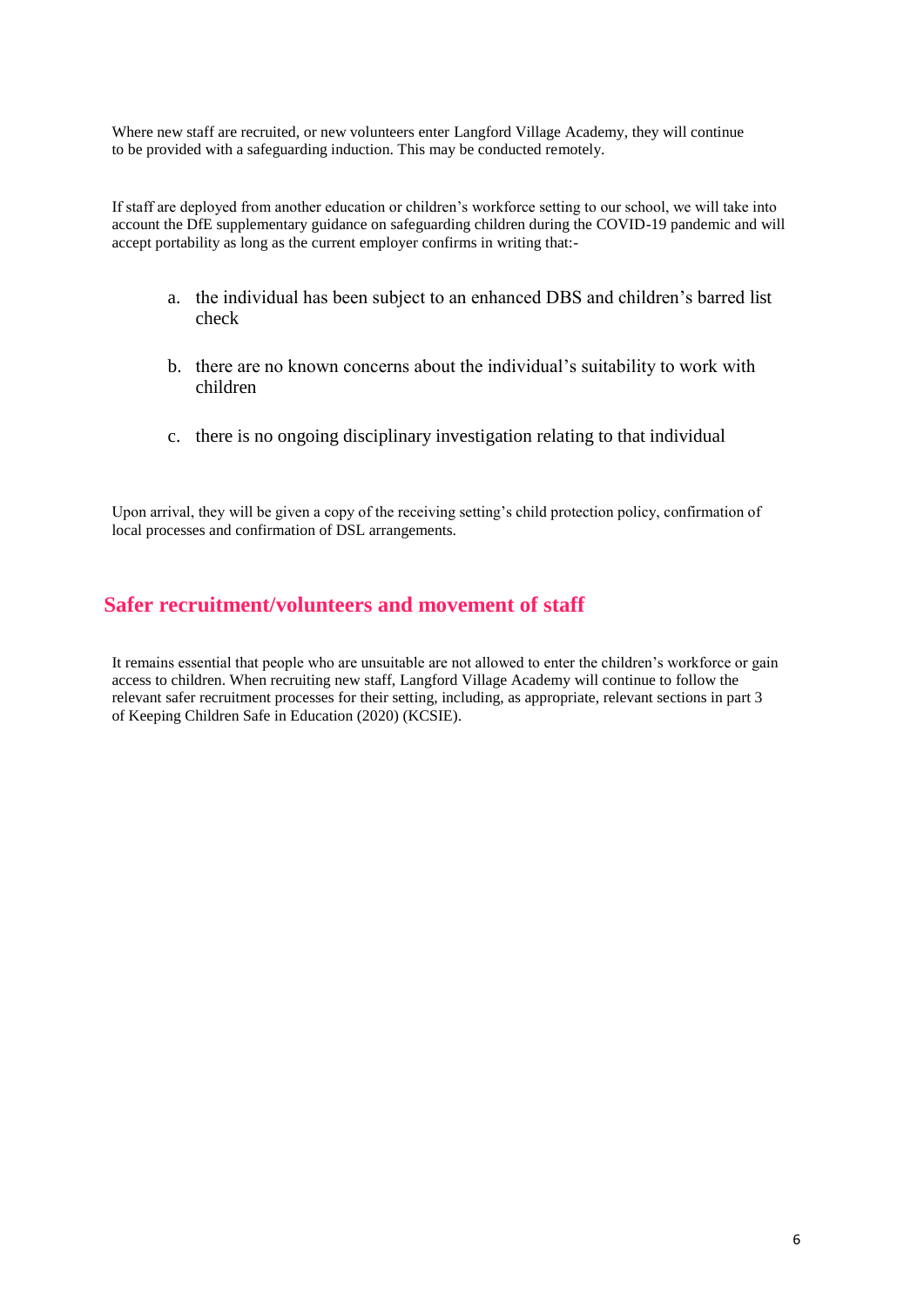Where new staff are recruited, or new volunteers enter Langford Village Academy, they will continue to be provided with a safeguarding induction. This may be conducted remotely.

If staff are deployed from another education or children's workforce setting to our school, we will take into account the DfE supplementary guidance on safeguarding children during the COVID-19 pandemic and will accept portability as long as the current employer confirms in writing that:-

a. the individual has been subject to an enhanced DBS and children's barred list check

b. there are no known concerns about the individual's suitability to work with children

c. there is no ongoing disciplinary investigation relating to that individual

Upon arrival, they will be given a copy of the receiving setting's child protection policy, confirmation of local processes and confirmation of DSL arrangements.

## Safer recruitment/volunteers and movement of staff

It remains essential that people who are unsuitable are not allowed to enter the children's workforce or gain access to children. When recruiting new staff, Langford Village Academy will continue to follow the relevant safer recruitment processes for their setting, including, as appropriate, relevant sections in part 3 of Keeping Children Safe in Education (2020) (KCSIE).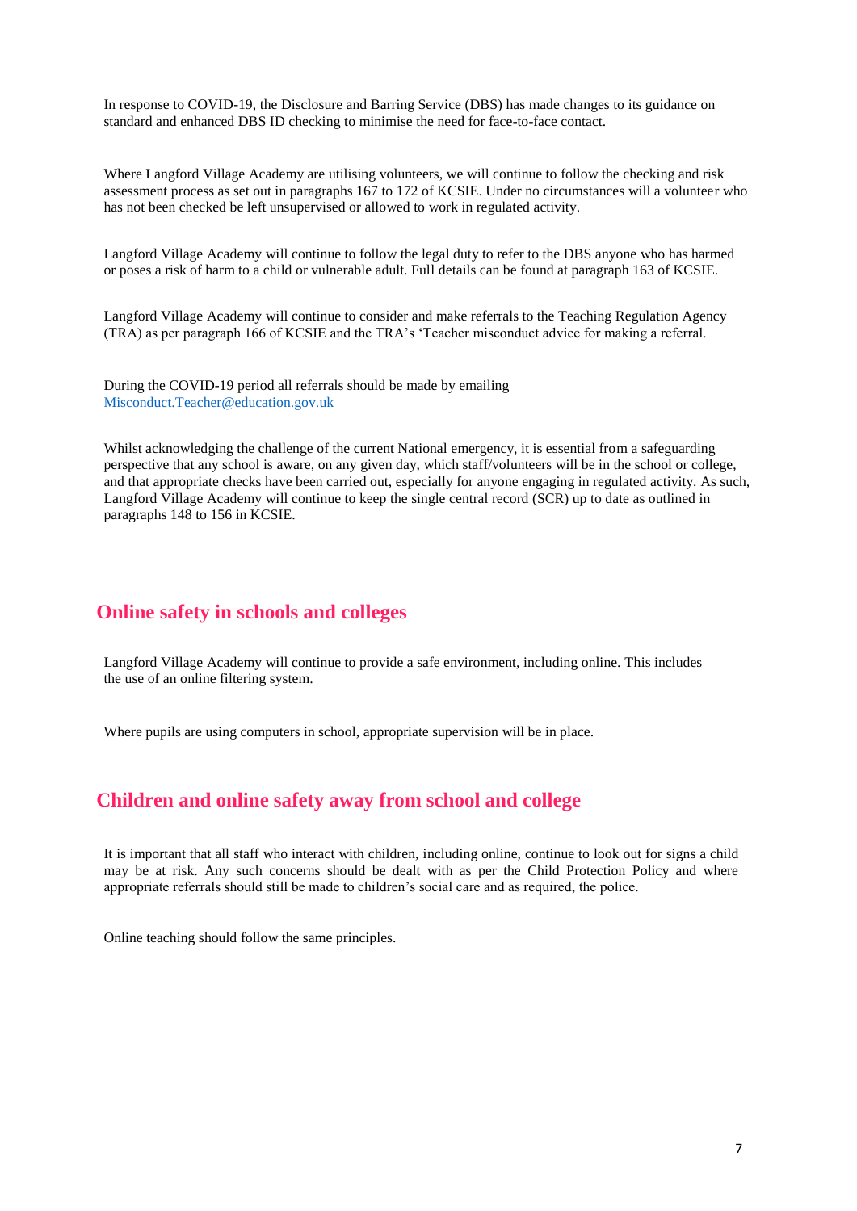In response to COVID-19, the Disclosure and Barring Service (DBS) has made changes to its guidance on standard and enhanced DBS ID checking to minimise the need for face-to-face contact.

Where Langford Village Academy are utilising volunteers, we will continue to follow the checking and risk assessment process as set out in paragraphs 167 to 172 of KCSIE. Under no circumstances will a volunteer who has not been checked be left unsupervised or allowed to work in regulated activity.

Langford Village Academy will continue to follow the legal duty to refer to the DBS anyone who has harmed or poses a risk of harm to a child or vulnerable adult. Full details can be found at paragraph 163 of KCSIE.

Langford Village Academy will continue to consider and make referrals to the Teaching Regulation Agency (TRA) as per paragraph 166 of KCSIE and the TRA's 'Teacher misconduct advice for making a referral.

During the COVID-19 period all referrals should be made by emailing [Misconduct.Teacher@education.gov.uk](mailto:Misconduct.Teacher@education.gov.uk)

Whilst acknowledging the challenge of the current National emergency, it is essential from a safeguarding perspective that any school is aware, on any given day, which staff/volunteers will be in the school or college, and that appropriate checks have been carried out, especially for anyone engaging in regulated activity. As such, Langford Village Academy will continue to keep the single central record (SCR) up to date as outlined in paragraphs 148 to 156 in KCSIE.

## Online safety in schools and colleges

Langford Village Academy will continue to provide a safe environment, including online. This includes the use of an online filtering system.

Where pupils are using computers in school, appropriate supervision will be in place.

## Children and online safety away from school and college

It is important that all staff who interact with children, including online, continue to look out for signs a child may be at risk. Any such concerns should be dealt with as per the Child Protection Policy and where appropriate referrals should still be made to children's social care and as required, the police.

Online teaching should follow the same principles.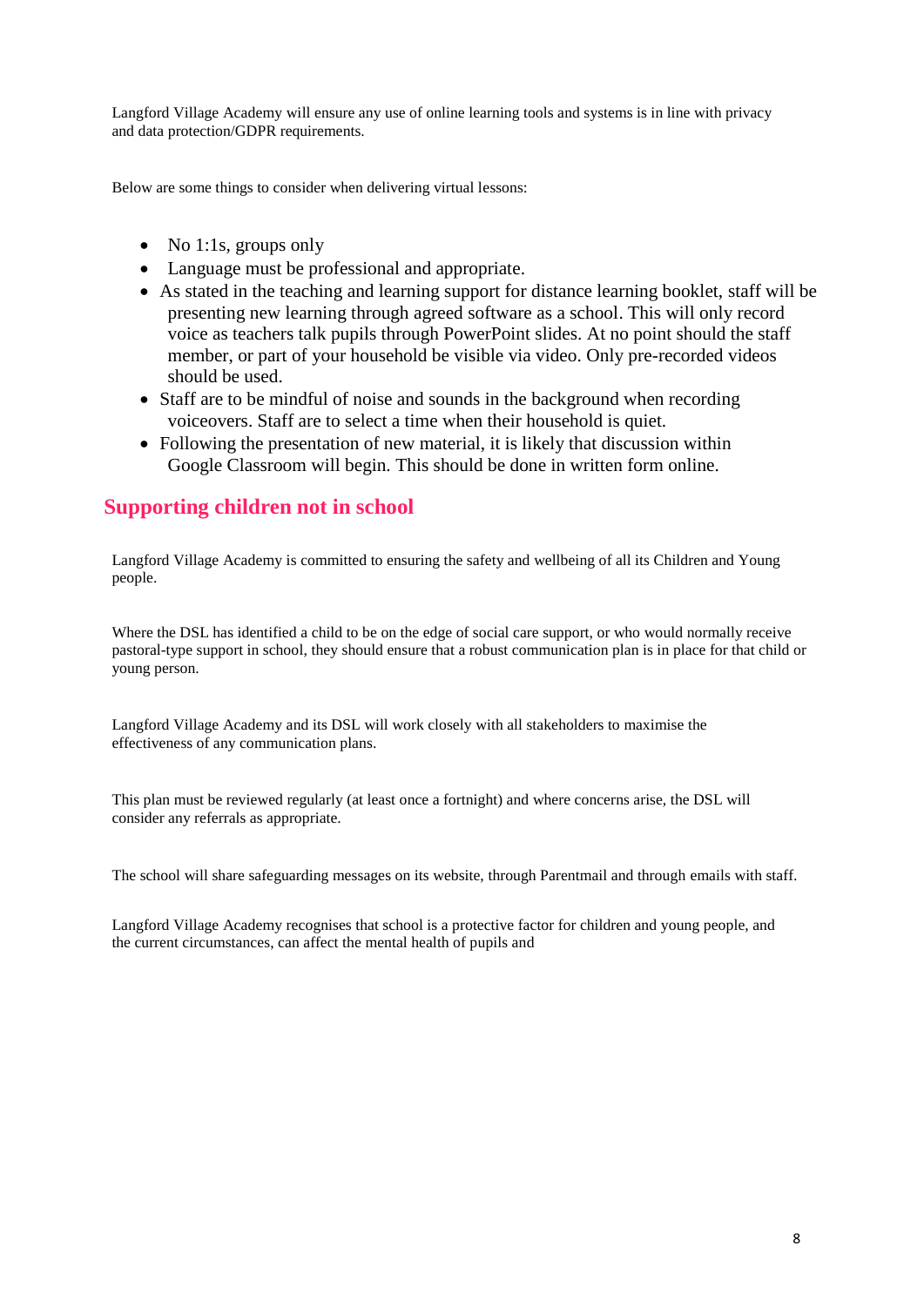Langford Village Academy will ensure any use of online learning tools and systems is in line with privacy and data protection/GDPR requirements.

Below are some things to consider when delivering virtual lessons:

- No 1:1s, groups only
- Language must be professional and appropriate.
- As stated in the teaching and learning support for distance learning booklet, staff will be presenting new learning through agreed software as a school. This will only record voice as teachers talk pupils through PowerPoint slides. At no point should the staff member, or part of your household be visible via video. Only pre-recorded videos should be used.
- Staff are to be mindful of noise and sounds in the background when recording voiceovers. Staff are to select a time when their household is quiet.
- Following the presentation of new material, it is likely that discussion within Google Classroom will begin. This should be done in written form online.

## Supporting children not in school

Langford Village Academy is committed to ensuring the safety and wellbeing of all its Children and Young people.

Where the DSL has identified a child to be on the edge of social care support, or who would normally receive pastoral-type support in school, they should ensure that a robust communication plan is in place for that child or young person.

Langford Village Academy and its DSL will work closely with all stakeholders to maximise the effectiveness of any communication plans.

This plan must be reviewed regularly (at least once a fortnight) and where concerns arise, the DSL will consider any referrals as appropriate.

The school will share safeguarding messages on its website, through Parentmail and through emails with staff.

Langford Village Academy recognises that school is a protective factor for children and young people, and the current circumstances, can affect the mental health of pupils and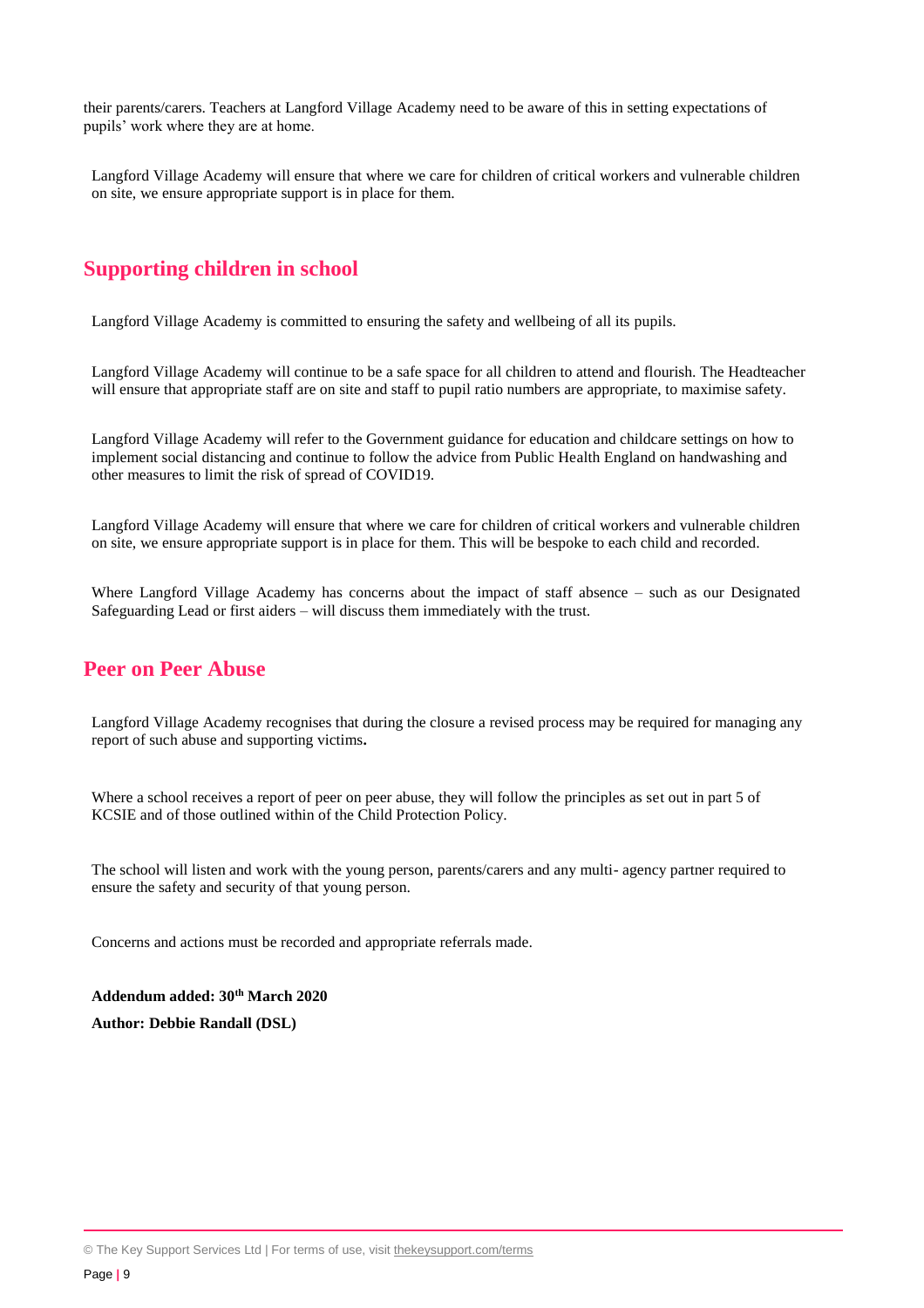their parents/carers. Teachers at Langford Village Academy need to be aware of this in setting expectations of pupils' work where they are at home.

Langford Village Academy will ensure that where we care for children of critical workers and vulnerable children on site, we ensure appropriate support is in place for them.

## Supporting children in school

Langford Village Academy is committed to ensuring the safety and wellbeing of all its pupils.

Langford Village Academy will continue to be a safe space for all children to attend and flourish. The Headteacher will ensure that appropriate staff are on site and staff to pupil ratio numbers are appropriate, to maximise safety.

Langford Village Academy will refer to the Government guidance for education and childcare settings on how to implement social distancing and continue to follow the advice from Public Health England on handwashing and other measures to limit the risk of spread of COVID19.

Langford Village Academy will ensure that where we care for children of critical workers and vulnerable children on site, we ensure appropriate support is in place for them. This will be bespoke to each child and recorded.

Where Langford Village Academy has concerns about the impact of staff absence – such as our Designated Safeguarding Lead or first aiders – will discuss them immediately with the trust.

## Peer on Peer Abuse

Langford Village Academy recognises that during the closure a revised process may be required for managing any report of such abuse and supporting victims**.**

Where a school receives a report of peer on peer abuse, they will follow the principles as set out in part 5 of KCSIE and of those outlined within of the Child Protection Policy.

The school will listen and work with the young person, parents/carers and any multi- agency partner required to ensure the safety and security of that young person.

Concerns and actions must be recorded and appropriate referrals made.

**Addendum added: 30th March 2020**

**Author: Debbie Randall (DSL)**

© The Key Support Services Ltd | For terms of use, visit thekeysupport.com/terms